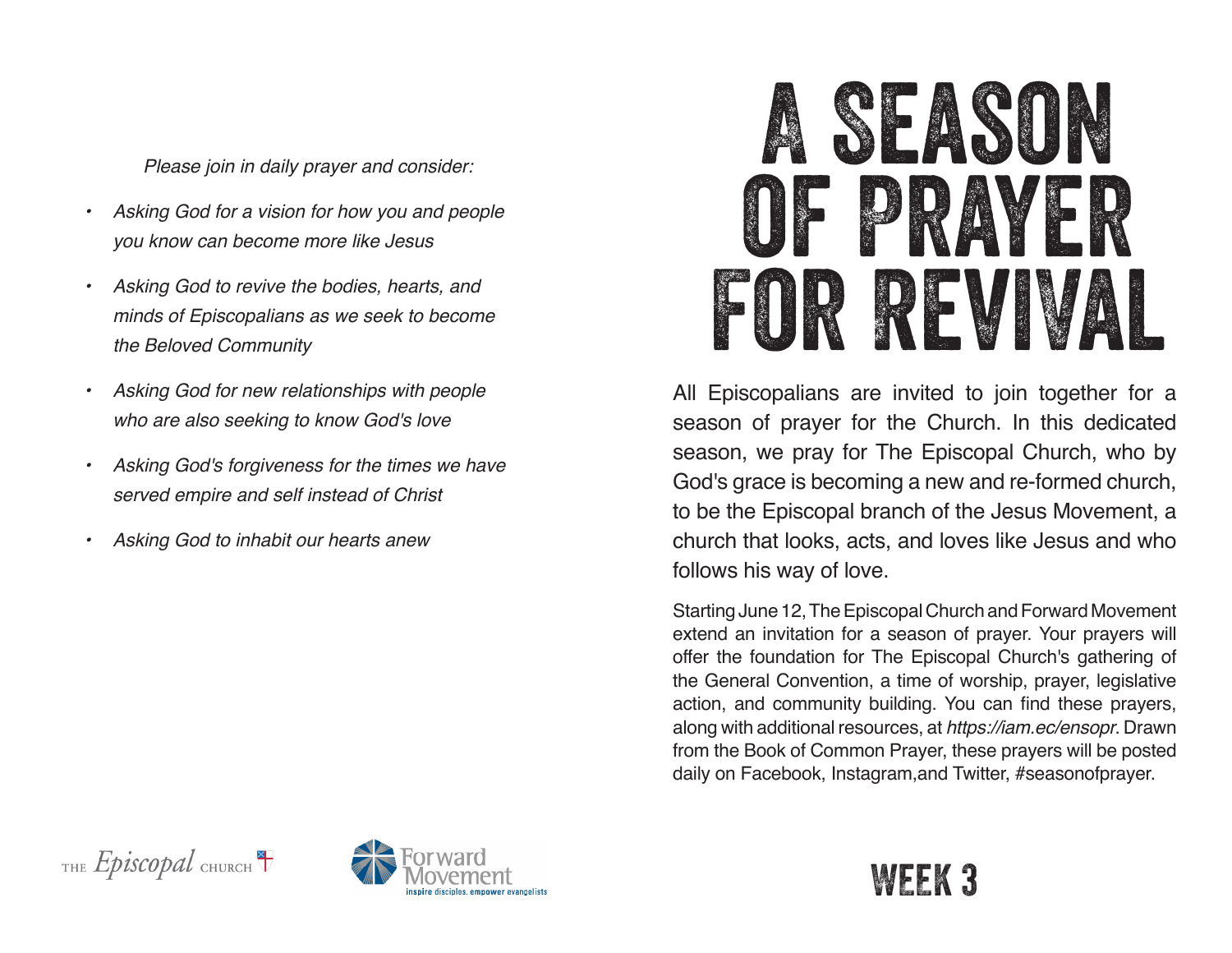*Please join in daily prayer and consider:*

- *Asking God for a vision for how you and people you know can become more like Jesus*
- *Asking God to revive the bodies, hearts, and minds of Episcopalians as we seek to become the Beloved Community*
- *Asking God for new relationships with people who are also seeking to know God's love*
- *Asking God's forgiveness for the times we have served empire and self instead of Christ*
- *Asking God to inhabit our hearts anew*

THE *Episcopal* CHURCH

Forward Movement
inspire disciples. empower evangelists

# A SEASON OF PRAYER FOR REVIVAL

All Episcopalians are invited to join together for a season of prayer for the Church. In this dedicated season, we pray for The Episcopal Church, who by God's grace is becoming a new and re-formed church, to be the Episcopal branch of the Jesus Movement, a church that looks, acts, and loves like Jesus and who follows his way of love.

Starting June 12, The Episcopal Church and Forward Movement extend an invitation for a season of prayer. Your prayers will offer the foundation for The Episcopal Church's gathering of the General Convention, a time of worship, prayer, legislative action, and community building. You can find these prayers, along with additional resources, at *https://iam.ec/ensopr*. Drawn from the Book of Common Prayer, these prayers will be posted daily on Facebook, Instagram,and Twitter, #seasonofprayer.

## WEEK 3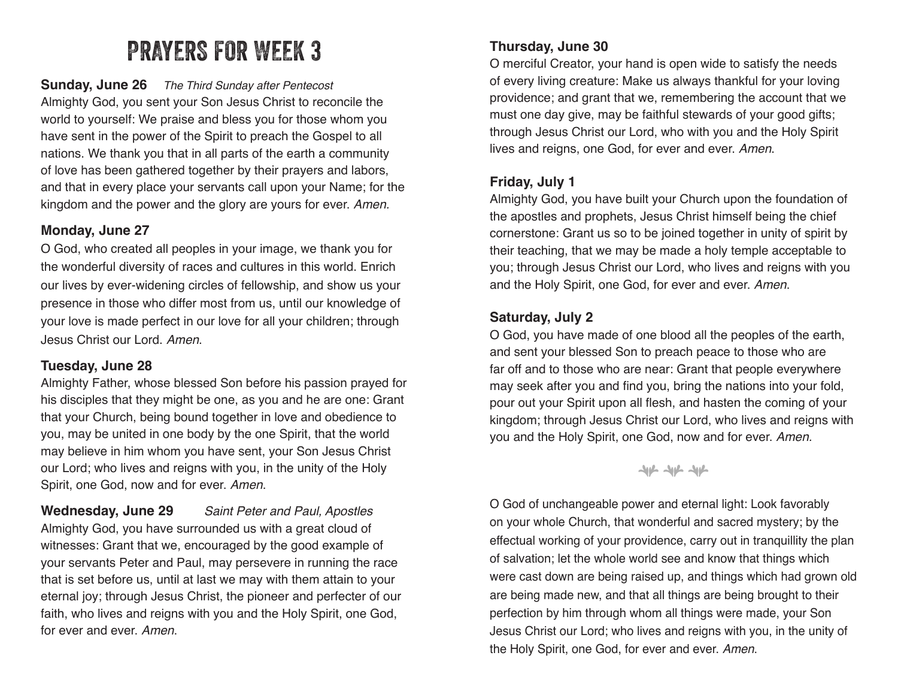# PRAYERS FOR WEEK 3

**Sunday, June 26** *The Third Sunday after Pentecost*
Almighty God, you sent your Son Jesus Christ to reconcile the world to yourself: We praise and bless you for those whom you have sent in the power of the Spirit to preach the Gospel to all nations. We thank you that in all parts of the earth a community of love has been gathered together by their prayers and labors, and that in every place your servants call upon your Name; for the kingdom and the power and the glory are yours for ever. *Amen.*

**Monday, June 27**
O God, who created all peoples in your image, we thank you for the wonderful diversity of races and cultures in this world. Enrich our lives by ever-widening circles of fellowship, and show us your presence in those who differ most from us, until our knowledge of your love is made perfect in our love for all your children; through Jesus Christ our Lord. *Amen.*

**Tuesday, June 28**
Almighty Father, whose blessed Son before his passion prayed for his disciples that they might be one, as you and he are one: Grant that your Church, being bound together in love and obedience to you, may be united in one body by the one Spirit, that the world may believe in him whom you have sent, your Son Jesus Christ our Lord; who lives and reigns with you, in the unity of the Holy Spirit, one God, now and for ever. *Amen.*

**Wednesday, June 29** *Saint Peter and Paul, Apostles*
Almighty God, you have surrounded us with a great cloud of witnesses: Grant that we, encouraged by the good example of your servants Peter and Paul, may persevere in running the race that is set before us, until at last we may with them attain to your eternal joy; through Jesus Christ, the pioneer and perfecter of our faith, who lives and reigns with you and the Holy Spirit, one God, for ever and ever. *Amen.*

**Thursday, June 30**
O merciful Creator, your hand is open wide to satisfy the needs of every living creature: Make us always thankful for your loving providence; and grant that we, remembering the account that we must one day give, may be faithful stewards of your good gifts; through Jesus Christ our Lord, who with you and the Holy Spirit lives and reigns, one God, for ever and ever. *Amen.*

**Friday, July 1**
Almighty God, you have built your Church upon the foundation of the apostles and prophets, Jesus Christ himself being the chief cornerstone: Grant us so to be joined together in unity of spirit by their teaching, that we may be made a holy temple acceptable to you; through Jesus Christ our Lord, who lives and reigns with you and the Holy Spirit, one God, for ever and ever. *Amen.*

**Saturday, July 2**
O God, you have made of one blood all the peoples of the earth, and sent your blessed Son to preach peace to those who are far off and to those who are near: Grant that people everywhere may seek after you and find you, bring the nations into your fold, pour out your Spirit upon all flesh, and hasten the coming of your kingdom; through Jesus Christ our Lord, who lives and reigns with you and the Holy Spirit, one God, now and for ever. *Amen.*

O God of unchangeable power and eternal light: Look favorably on your whole Church, that wonderful and sacred mystery; by the effectual working of your providence, carry out in tranquillity the plan of salvation; let the whole world see and know that things which were cast down are being raised up, and things which had grown old are being made new, and that all things are being brought to their perfection by him through whom all things were made, your Son Jesus Christ our Lord; who lives and reigns with you, in the unity of the Holy Spirit, one God, for ever and ever. *Amen.*